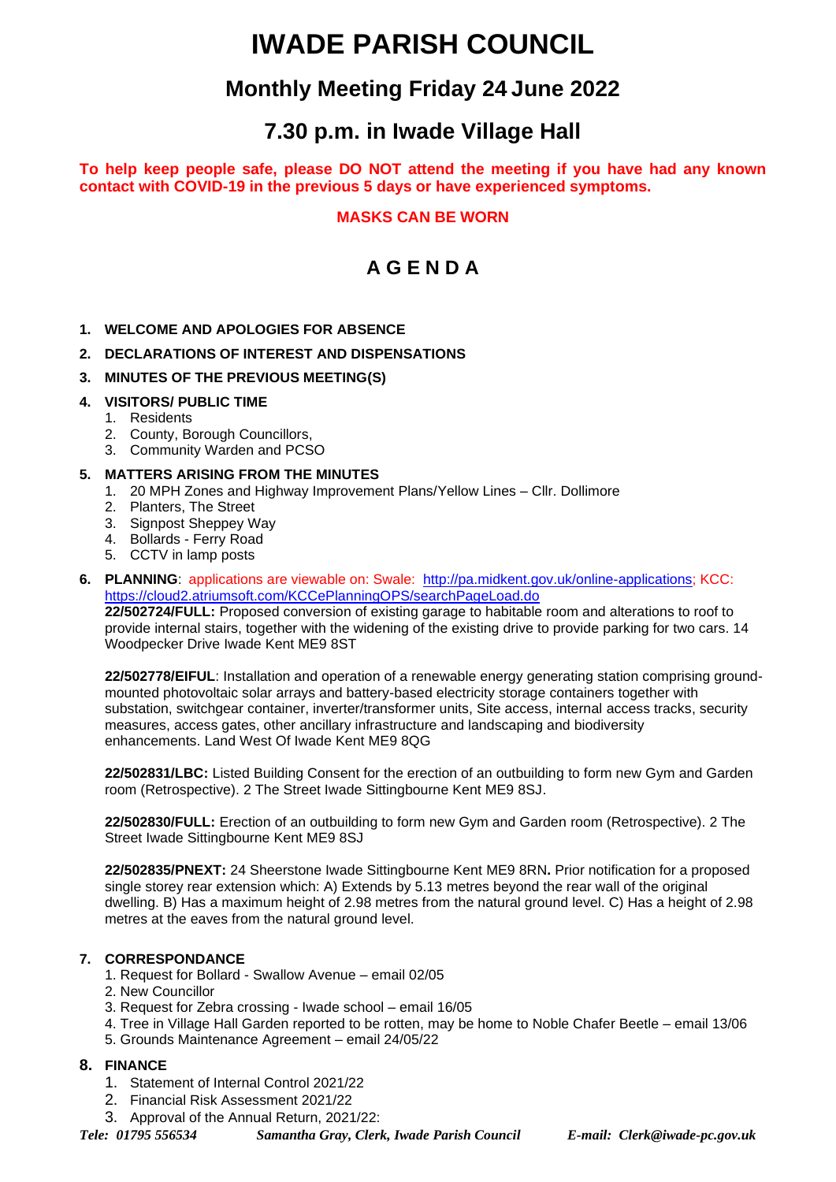# IWADE PARISH COUNCIL

## Monthly Meeting Friday 24 June 2022

## 7.30 p.m. in Iwade Village Hall

**To help keep people safe, please DO NOT attend the meeting if you have had any known contact with COVID-19 in the previous 5 days or have experienced symptoms.**

**MASKS CAN BE WORN**

## A G E N D A

1. **WELCOME AND APOLOGIES FOR ABSENCE**
2. **DECLARATIONS OF INTEREST AND DISPENSATIONS**
3. **MINUTES OF THE PREVIOUS MEETING(S)**
4. **VISITORS/ PUBLIC TIME**
   1. Residents
   2. County, Borough Councillors,
   3. Community Warden and PCSO
5. **MATTERS ARISING FROM THE MINUTES**
   1. 20 MPH Zones and Highway Improvement Plans/Yellow Lines – Cllr. Dollimore
   2. Planters, The Street
   3. Signpost Sheppey Way
   4. Bollards - Ferry Road
   5. CCTV in lamp posts
6. **PLANNING**: applications are viewable on: Swale: http://pa.midkent.gov.uk/online-applications; KCC: https://cloud2.atriumsoft.com/KCCePlanningOPS/searchPageLoad.do

   **22/502724/FULL:** Proposed conversion of existing garage to habitable room and alterations to roof to provide internal stairs, together with the widening of the existing drive to provide parking for two cars. 14 Woodpecker Drive Iwade Kent ME9 8ST

   **22/502778/EIFUL**: Installation and operation of a renewable energy generating station comprising ground-mounted photovoltaic solar arrays and battery-based electricity storage containers together with substation, switchgear container, inverter/transformer units, Site access, internal access tracks, security measures, access gates, other ancillary infrastructure and landscaping and biodiversity enhancements. Land West Of Iwade Kent ME9 8QG

   **22/502831/LBC:** Listed Building Consent for the erection of an outbuilding to form new Gym and Garden room (Retrospective). 2 The Street Iwade Sittingbourne Kent ME9 8SJ.

   **22/502830/FULL:** Erection of an outbuilding to form new Gym and Garden room (Retrospective). 2 The Street Iwade Sittingbourne Kent ME9 8SJ

   **22/502835/PNEXT:** 24 Sheerstone Iwade Sittingbourne Kent ME9 8RN**.** Prior notification for a proposed single storey rear extension which: A) Extends by 5.13 metres beyond the rear wall of the original dwelling. B) Has a maximum height of 2.98 metres from the natural ground level. C) Has a height of 2.98 metres at the eaves from the natural ground level.

7. **CORRESPONDANCE**
   1. Request for Bollard - Swallow Avenue – email 02/05
   2. New Councillor
   3. Request for Zebra crossing - Iwade school – email 16/05
   4. Tree in Village Hall Garden reported to be rotten, may be home to Noble Chafer Beetle – email 13/06
   5. Grounds Maintenance Agreement – email 24/05/22
8. **FINANCE**
   1. Statement of Internal Control 2021/22
   2. Financial Risk Assessment 2021/22
   3. Approval of the Annual Return, 2021/22: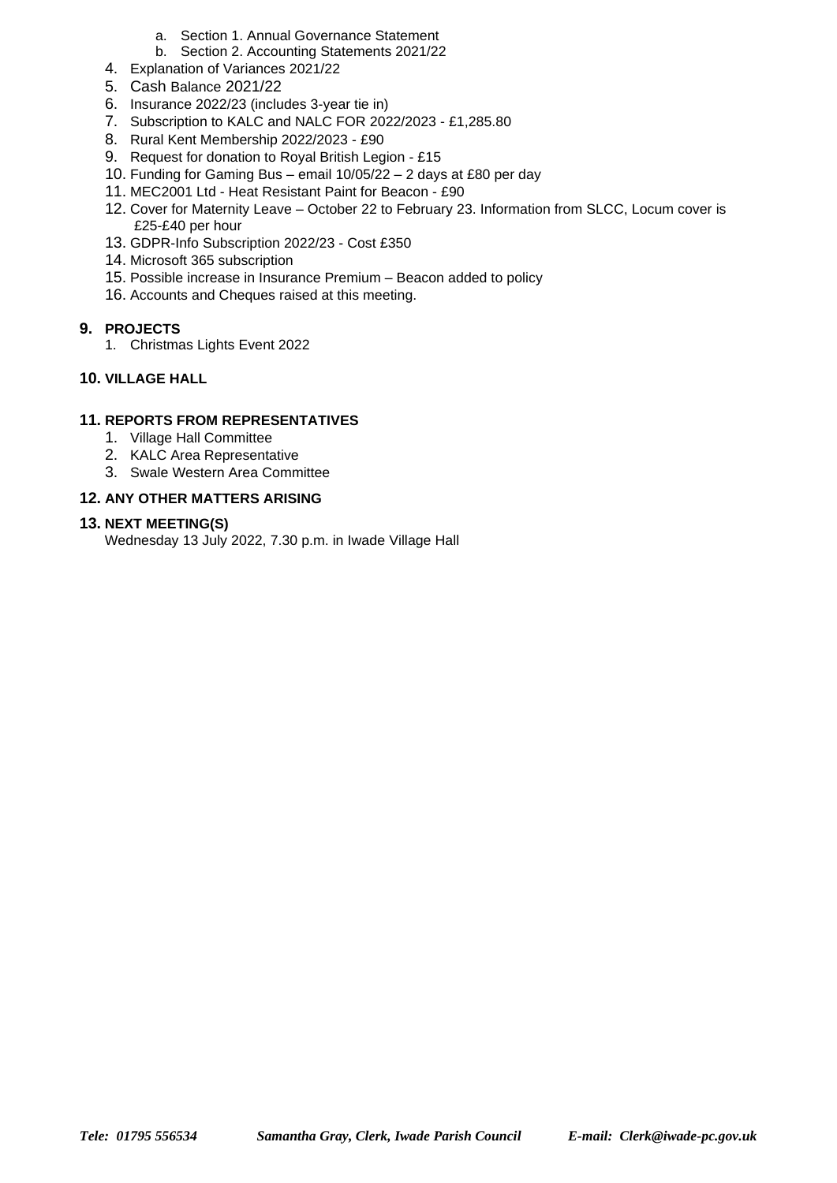a. Section 1. Annual Governance Statement
   b. Section 2. Accounting Statements 2021/22

4. Explanation of Variances 2021/22
5. Cash Balance 2021/22
6. Insurance 2022/23 (includes 3-year tie in)
7. Subscription to KALC and NALC FOR 2022/2023 - £1,285.80
8. Rural Kent Membership 2022/2023 - £90
9. Request for donation to Royal British Legion - £15
10. Funding for Gaming Bus – email 10/05/22 – 2 days at £80 per day
11. MEC2001 Ltd - Heat Resistant Paint for Beacon - £90
12. Cover for Maternity Leave – October 22 to February 23. Information from SLCC, Locum cover is £25-£40 per hour
13. GDPR-Info Subscription 2022/23 - Cost £350
14. Microsoft 365 subscription
15. Possible increase in Insurance Premium – Beacon added to policy
16. Accounts and Cheques raised at this meeting.

**9. PROJECTS**

1. Christmas Lights Event 2022

**10. VILLAGE HALL**

**11. REPORTS FROM REPRESENTATIVES**

1. Village Hall Committee
2. KALC Area Representative
3. Swale Western Area Committee

**12. ANY OTHER MATTERS ARISING**

**13. NEXT MEETING(S)**

Wednesday 13 July 2022, 7.30 p.m. in Iwade Village Hall

*Tele: 01795 556534* *Samantha Gray, Clerk, Iwade Parish Council* *E-mail: Clerk@iwade-pc.gov.uk*